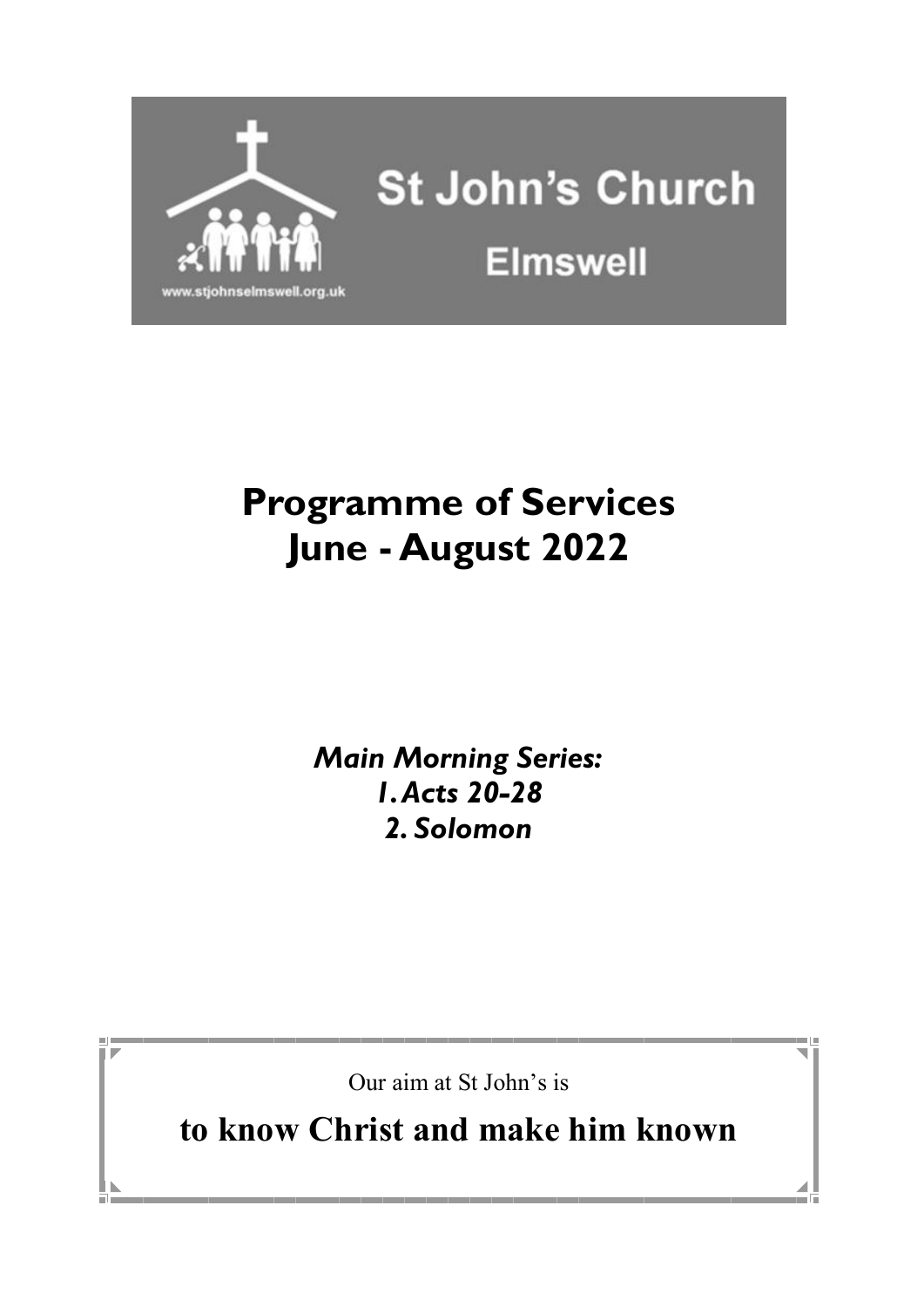# St John's Church

## Elmswell

www.stjohnselmswell.org.uk

# Programme of Services June - August 2022

***Main Morning Series:***
***1. Acts 20-28***
***2. Solomon***

Our aim at St John's is

**to know Christ and make him known**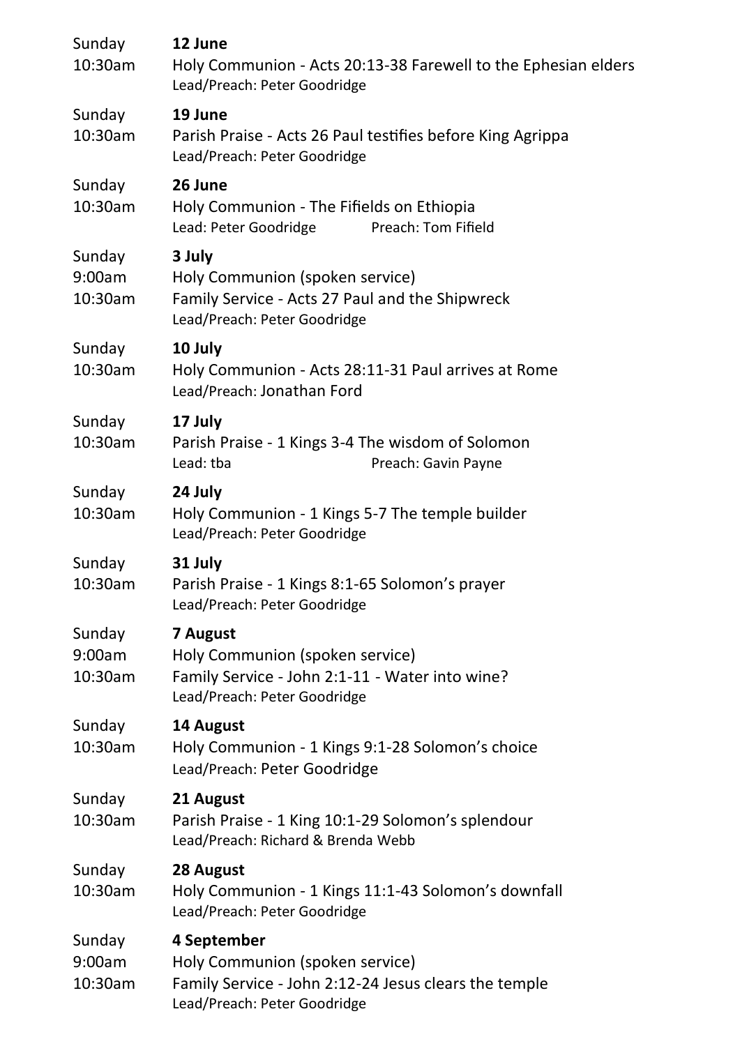Sunday
10:30am

**12 June**
Holy Communion - Acts 20:13-38 Farewell to the Ephesian elders
Lead/Preach: Peter Goodridge

Sunday
10:30am

**19 June**
Parish Praise - Acts 26 Paul testifies before King Agrippa
Lead/Preach: Peter Goodridge

Sunday
10:30am

**26 June**
Holy Communion - The Fifields on Ethiopia
Lead: Peter Goodridge Preach: Tom Fifield

Sunday
9:00am
10:30am

**3 July**
Holy Communion (spoken service)
Family Service - Acts 27 Paul and the Shipwreck
Lead/Preach: Peter Goodridge

Sunday
10:30am

**10 July**
Holy Communion - Acts 28:11-31 Paul arrives at Rome
Lead/Preach: Jonathan Ford

Sunday
10:30am

**17 July**
Parish Praise - 1 Kings 3-4 The wisdom of Solomon
Lead: tba Preach: Gavin Payne

Sunday
10:30am

**24 July**
Holy Communion - 1 Kings 5-7 The temple builder
Lead/Preach: Peter Goodridge

Sunday
10:30am

**31 July**
Parish Praise - 1 Kings 8:1-65 Solomon's prayer
Lead/Preach: Peter Goodridge

Sunday
9:00am
10:30am

**7 August**
Holy Communion (spoken service)
Family Service - John 2:1-11 - Water into wine?
Lead/Preach: Peter Goodridge

Sunday
10:30am

**14 August**
Holy Communion - 1 Kings 9:1-28 Solomon's choice
Lead/Preach: Peter Goodridge

Sunday
10:30am

**21 August**
Parish Praise - 1 King 10:1-29 Solomon's splendour
Lead/Preach: Richard & Brenda Webb

Sunday
10:30am

**28 August**
Holy Communion - 1 Kings 11:1-43 Solomon's downfall
Lead/Preach: Peter Goodridge

Sunday
9:00am
10:30am

**4 September**
Holy Communion (spoken service)
Family Service - John 2:12-24 Jesus clears the temple
Lead/Preach: Peter Goodridge